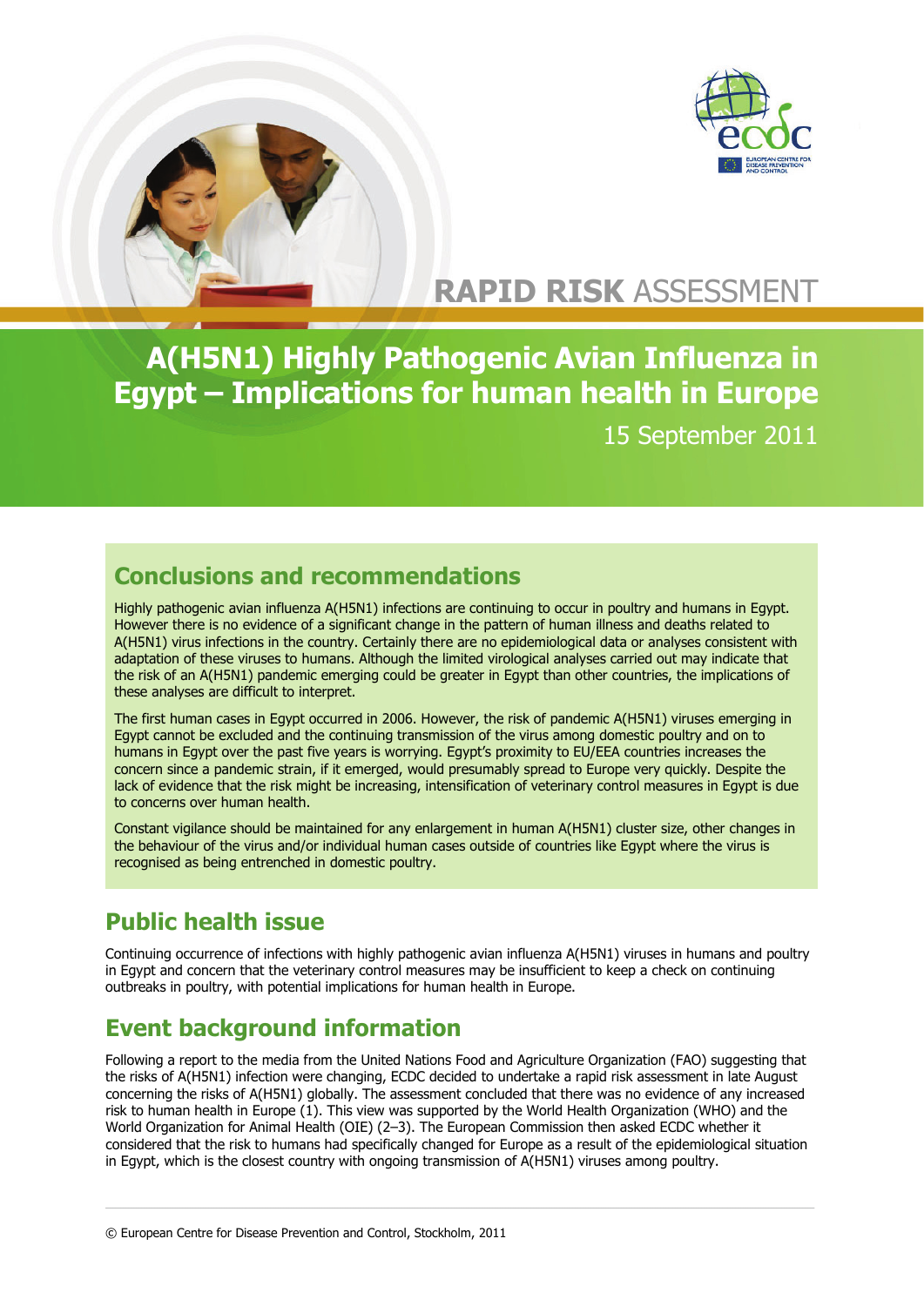# RAPID RISK ASSESSMENT

# A(H5N1) Highly Pathogenic Avian Influenza in Egypt – Implications for human health in Europe

15 September 2011

## Conclusions and recommendations

Highly pathogenic avian influenza A(H5N1) infections are continuing to occur in poultry and humans in Egypt. However there is no evidence of a significant change in the pattern of human illness and deaths related to A(H5N1) virus infections in the country. Certainly there are no epidemiological data or analyses consistent with adaptation of these viruses to humans. Although the limited virological analyses carried out may indicate that the risk of an A(H5N1) pandemic emerging could be greater in Egypt than other countries, the implications of these analyses are difficult to interpret.

The first human cases in Egypt occurred in 2006. However, the risk of pandemic A(H5N1) viruses emerging in Egypt cannot be excluded and the continuing transmission of the virus among domestic poultry and on to humans in Egypt over the past five years is worrying. Egypt's proximity to EU/EEA countries increases the concern since a pandemic strain, if it emerged, would presumably spread to Europe very quickly. Despite the lack of evidence that the risk might be increasing, intensification of veterinary control measures in Egypt is due to concerns over human health.

Constant vigilance should be maintained for any enlargement in human A(H5N1) cluster size, other changes in the behaviour of the virus and/or individual human cases outside of countries like Egypt where the virus is recognised as being entrenched in domestic poultry.

## Public health issue

Continuing occurrence of infections with highly pathogenic avian influenza A(H5N1) viruses in humans and poultry in Egypt and concern that the veterinary control measures may be insufficient to keep a check on continuing outbreaks in poultry, with potential implications for human health in Europe.

## Event background information

Following a report to the media from the United Nations Food and Agriculture Organization (FAO) suggesting that the risks of A(H5N1) infection were changing, ECDC decided to undertake a rapid risk assessment in late August concerning the risks of A(H5N1) globally. The assessment concluded that there was no evidence of any increased risk to human health in Europe (1). This view was supported by the World Health Organization (WHO) and the World Organization for Animal Health (OIE) (2–3). The European Commission then asked ECDC whether it considered that the risk to humans had specifically changed for Europe as a result of the epidemiological situation in Egypt, which is the closest country with ongoing transmission of A(H5N1) viruses among poultry.

© European Centre for Disease Prevention and Control, Stockholm, 2011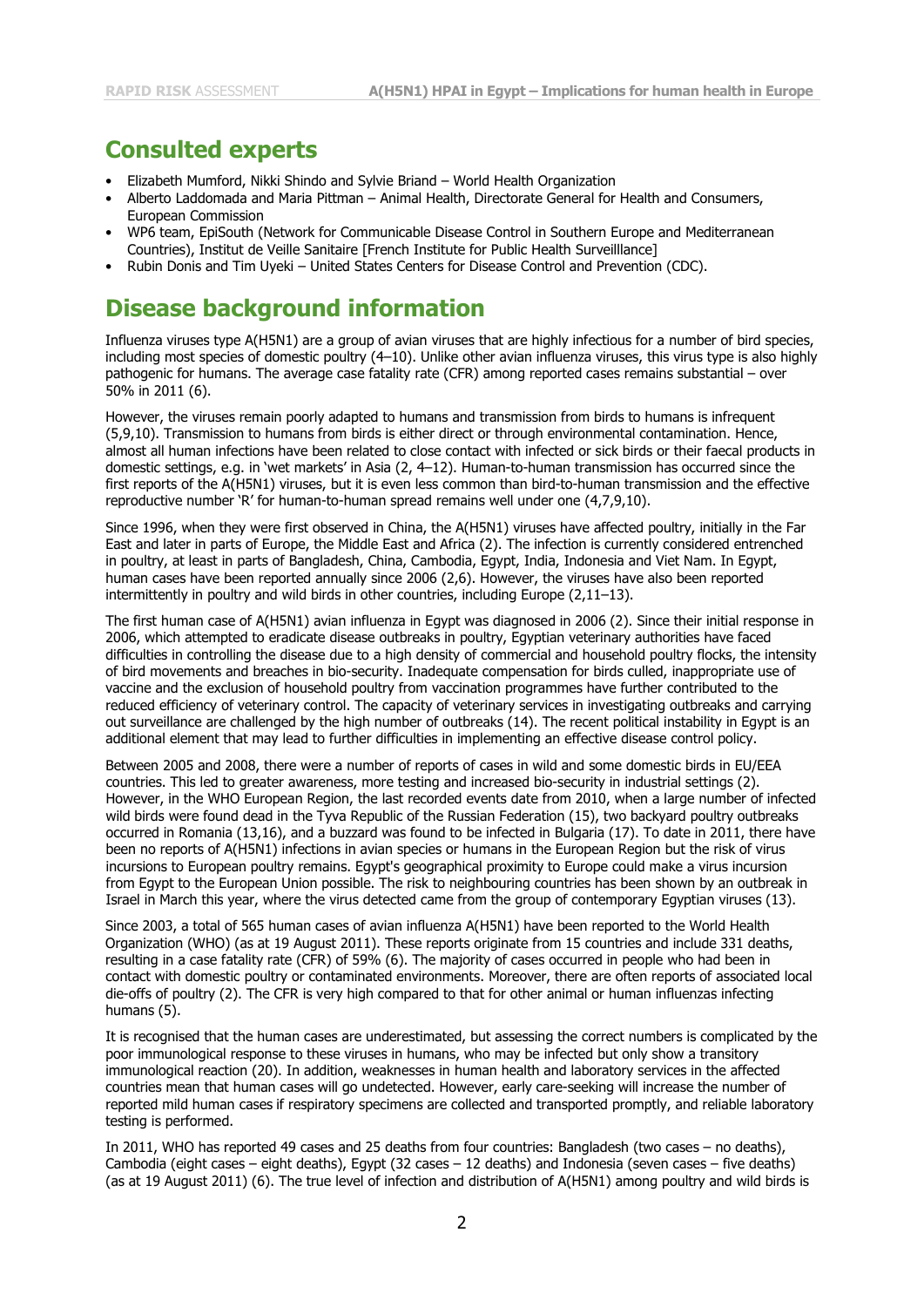## Consulted experts

- Elizabeth Mumford, Nikki Shindo and Sylvie Briand – World Health Organization
- Alberto Laddomada and Maria Pittman – Animal Health, Directorate General for Health and Consumers, European Commission
- WP6 team, EpiSouth (Network for Communicable Disease Control in Southern Europe and Mediterranean Countries), Institut de Veille Sanitaire [French Institute for Public Health Surveilllance]
- Rubin Donis and Tim Uyeki – United States Centers for Disease Control and Prevention (CDC).

## Disease background information

Influenza viruses type A(H5N1) are a group of avian viruses that are highly infectious for a number of bird species, including most species of domestic poultry (4–10). Unlike other avian influenza viruses, this virus type is also highly pathogenic for humans. The average case fatality rate (CFR) among reported cases remains substantial – over 50% in 2011 (6).

However, the viruses remain poorly adapted to humans and transmission from birds to humans is infrequent (5,9,10). Transmission to humans from birds is either direct or through environmental contamination. Hence, almost all human infections have been related to close contact with infected or sick birds or their faecal products in domestic settings, e.g. in 'wet markets' in Asia (2, 4–12). Human-to-human transmission has occurred since the first reports of the A(H5N1) viruses, but it is even less common than bird-to-human transmission and the effective reproductive number 'R' for human-to-human spread remains well under one (4,7,9,10).

Since 1996, when they were first observed in China, the A(H5N1) viruses have affected poultry, initially in the Far East and later in parts of Europe, the Middle East and Africa (2). The infection is currently considered entrenched in poultry, at least in parts of Bangladesh, China, Cambodia, Egypt, India, Indonesia and Viet Nam. In Egypt, human cases have been reported annually since 2006 (2,6). However, the viruses have also been reported intermittently in poultry and wild birds in other countries, including Europe (2,11–13).

The first human case of A(H5N1) avian influenza in Egypt was diagnosed in 2006 (2). Since their initial response in 2006, which attempted to eradicate disease outbreaks in poultry, Egyptian veterinary authorities have faced difficulties in controlling the disease due to a high density of commercial and household poultry flocks, the intensity of bird movements and breaches in bio-security. Inadequate compensation for birds culled, inappropriate use of vaccine and the exclusion of household poultry from vaccination programmes have further contributed to the reduced efficiency of veterinary control. The capacity of veterinary services in investigating outbreaks and carrying out surveillance are challenged by the high number of outbreaks (14). The recent political instability in Egypt is an additional element that may lead to further difficulties in implementing an effective disease control policy.

Between 2005 and 2008, there were a number of reports of cases in wild and some domestic birds in EU/EEA countries. This led to greater awareness, more testing and increased bio-security in industrial settings (2). However, in the WHO European Region, the last recorded events date from 2010, when a large number of infected wild birds were found dead in the Tyva Republic of the Russian Federation (15), two backyard poultry outbreaks occurred in Romania (13,16), and a buzzard was found to be infected in Bulgaria (17). To date in 2011, there have been no reports of A(H5N1) infections in avian species or humans in the European Region but the risk of virus incursions to European poultry remains. Egypt's geographical proximity to Europe could make a virus incursion from Egypt to the European Union possible. The risk to neighbouring countries has been shown by an outbreak in Israel in March this year, where the virus detected came from the group of contemporary Egyptian viruses (13).

Since 2003, a total of 565 human cases of avian influenza A(H5N1) have been reported to the World Health Organization (WHO) (as at 19 August 2011). These reports originate from 15 countries and include 331 deaths, resulting in a case fatality rate (CFR) of 59% (6). The majority of cases occurred in people who had been in contact with domestic poultry or contaminated environments. Moreover, there are often reports of associated local die-offs of poultry (2). The CFR is very high compared to that for other animal or human influenzas infecting humans (5).

It is recognised that the human cases are underestimated, but assessing the correct numbers is complicated by the poor immunological response to these viruses in humans, who may be infected but only show a transitory immunological reaction (20). In addition, weaknesses in human health and laboratory services in the affected countries mean that human cases will go undetected. However, early care-seeking will increase the number of reported mild human cases if respiratory specimens are collected and transported promptly, and reliable laboratory testing is performed.

In 2011, WHO has reported 49 cases and 25 deaths from four countries: Bangladesh (two cases – no deaths), Cambodia (eight cases – eight deaths), Egypt (32 cases – 12 deaths) and Indonesia (seven cases – five deaths) (as at 19 August 2011) (6). The true level of infection and distribution of A(H5N1) among poultry and wild birds is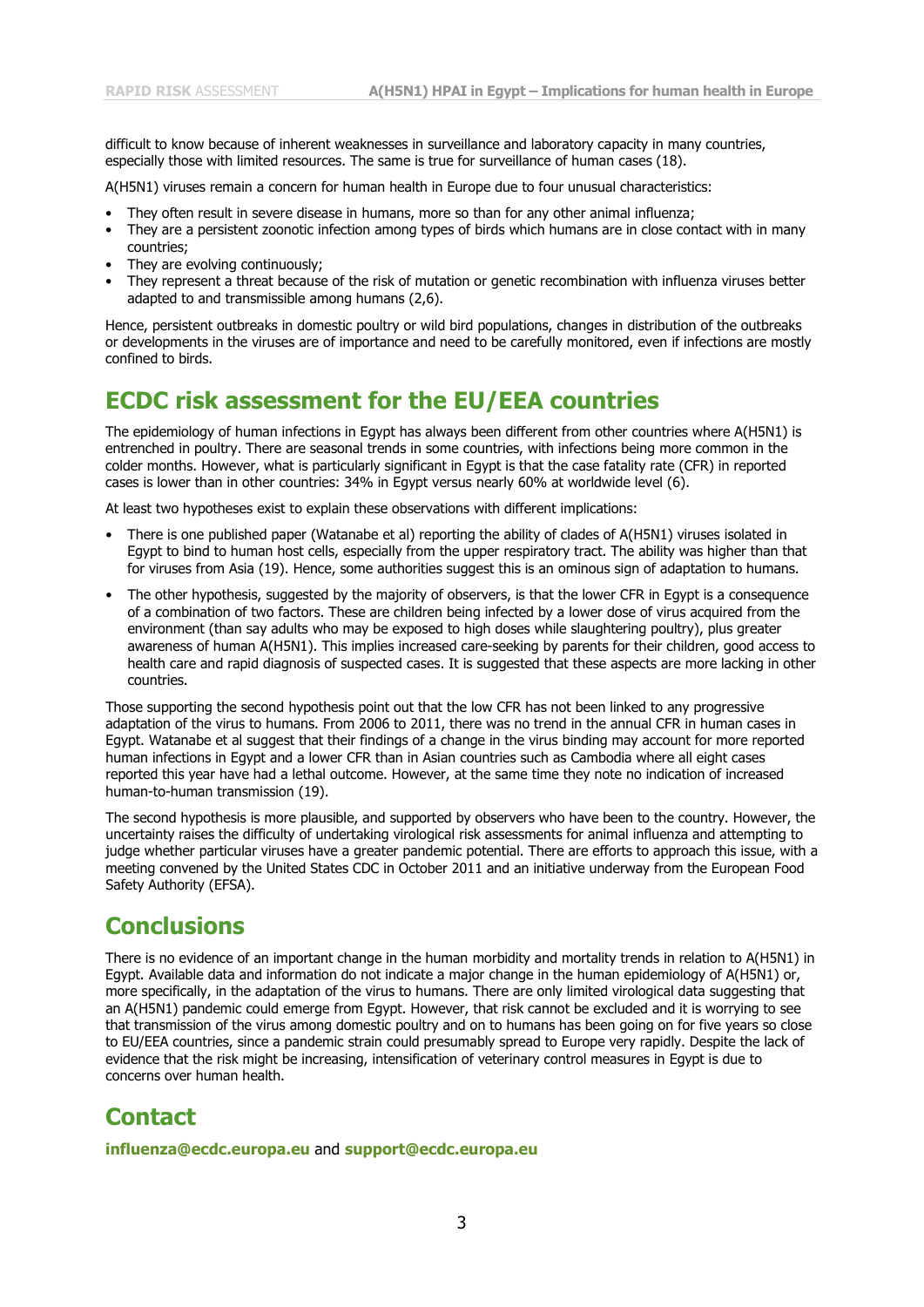difficult to know because of inherent weaknesses in surveillance and laboratory capacity in many countries, especially those with limited resources. The same is true for surveillance of human cases (18).

A(H5N1) viruses remain a concern for human health in Europe due to four unusual characteristics:

- They often result in severe disease in humans, more so than for any other animal influenza;
- They are a persistent zoonotic infection among types of birds which humans are in close contact with in many countries;
- They are evolving continuously;
- They represent a threat because of the risk of mutation or genetic recombination with influenza viruses better adapted to and transmissible among humans (2,6).

Hence, persistent outbreaks in domestic poultry or wild bird populations, changes in distribution of the outbreaks or developments in the viruses are of importance and need to be carefully monitored, even if infections are mostly confined to birds.

## ECDC risk assessment for the EU/EEA countries

The epidemiology of human infections in Egypt has always been different from other countries where A(H5N1) is entrenched in poultry. There are seasonal trends in some countries, with infections being more common in the colder months. However, what is particularly significant in Egypt is that the case fatality rate (CFR) in reported cases is lower than in other countries: 34% in Egypt versus nearly 60% at worldwide level (6).

At least two hypotheses exist to explain these observations with different implications:

- There is one published paper (Watanabe et al) reporting the ability of clades of A(H5N1) viruses isolated in Egypt to bind to human host cells, especially from the upper respiratory tract. The ability was higher than that for viruses from Asia (19). Hence, some authorities suggest this is an ominous sign of adaptation to humans.
- The other hypothesis, suggested by the majority of observers, is that the lower CFR in Egypt is a consequence of a combination of two factors. These are children being infected by a lower dose of virus acquired from the environment (than say adults who may be exposed to high doses while slaughtering poultry), plus greater awareness of human A(H5N1). This implies increased care-seeking by parents for their children, good access to health care and rapid diagnosis of suspected cases. It is suggested that these aspects are more lacking in other countries.

Those supporting the second hypothesis point out that the low CFR has not been linked to any progressive adaptation of the virus to humans. From 2006 to 2011, there was no trend in the annual CFR in human cases in Egypt. Watanabe et al suggest that their findings of a change in the virus binding may account for more reported human infections in Egypt and a lower CFR than in Asian countries such as Cambodia where all eight cases reported this year have had a lethal outcome. However, at the same time they note no indication of increased human-to-human transmission (19).

The second hypothesis is more plausible, and supported by observers who have been to the country. However, the uncertainty raises the difficulty of undertaking virological risk assessments for animal influenza and attempting to judge whether particular viruses have a greater pandemic potential. There are efforts to approach this issue, with a meeting convened by the United States CDC in October 2011 and an initiative underway from the European Food Safety Authority (EFSA).

## Conclusions

There is no evidence of an important change in the human morbidity and mortality trends in relation to A(H5N1) in Egypt. Available data and information do not indicate a major change in the human epidemiology of A(H5N1) or, more specifically, in the adaptation of the virus to humans. There are only limited virological data suggesting that an A(H5N1) pandemic could emerge from Egypt. However, that risk cannot be excluded and it is worrying to see that transmission of the virus among domestic poultry and on to humans has been going on for five years so close to EU/EEA countries, since a pandemic strain could presumably spread to Europe very rapidly. Despite the lack of evidence that the risk might be increasing, intensification of veterinary control measures in Egypt is due to concerns over human health.

## Contact

**influenza@ecdc.europa.eu** and **support@ecdc.europa.eu**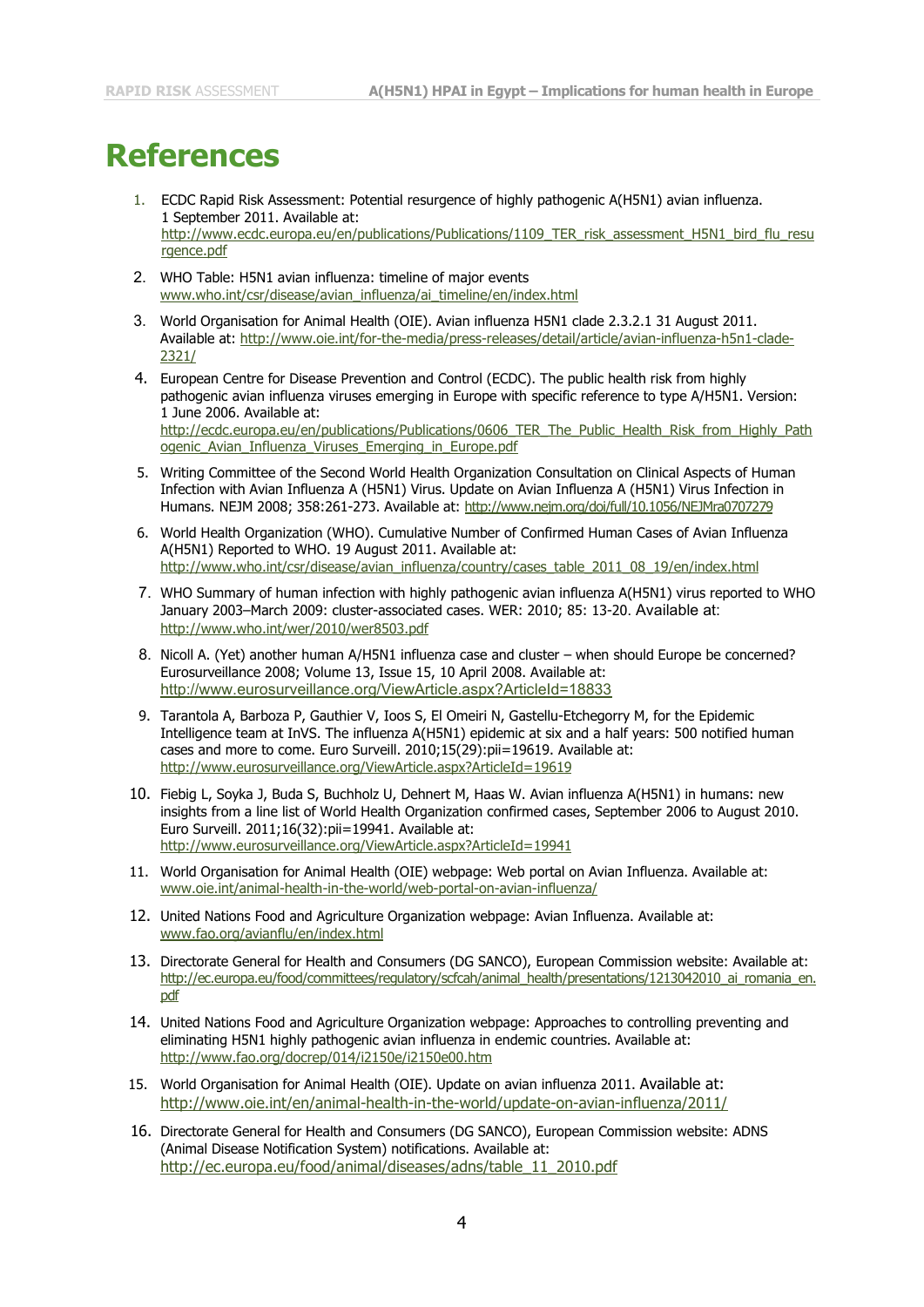# References

1. ECDC Rapid Risk Assessment: Potential resurgence of highly pathogenic A(H5N1) avian influenza. 1 September 2011. Available at: http://www.ecdc.europa.eu/en/publications/Publications/1109_TER_risk_assessment_H5N1_bird_flu_resurgence.pdf
2. WHO Table: H5N1 avian influenza: timeline of major events www.who.int/csr/disease/avian_influenza/ai_timeline/en/index.html
3. World Organisation for Animal Health (OIE). Avian influenza H5N1 clade 2.3.2.1 31 August 2011. Available at: http://www.oie.int/for-the-media/press-releases/detail/article/avian-influenza-h5n1-clade-2321/
4. European Centre for Disease Prevention and Control (ECDC). The public health risk from highly pathogenic avian influenza viruses emerging in Europe with specific reference to type A/H5N1. Version: 1 June 2006. Available at: http://ecdc.europa.eu/en/publications/Publications/0606_TER_The_Public_Health_Risk_from_Highly_Pathogenic_Avian_Influenza_Viruses_Emerging_in_Europe.pdf
5. Writing Committee of the Second World Health Organization Consultation on Clinical Aspects of Human Infection with Avian Influenza A (H5N1) Virus. Update on Avian Influenza A (H5N1) Virus Infection in Humans. NEJM 2008; 358:261-273. Available at: http://www.nejm.org/doi/full/10.1056/NEJMra0707279
6. World Health Organization (WHO). Cumulative Number of Confirmed Human Cases of Avian Influenza A(H5N1) Reported to WHO. 19 August 2011. Available at: http://www.who.int/csr/disease/avian_influenza/country/cases_table_2011_08_19/en/index.html
7. WHO Summary of human infection with highly pathogenic avian influenza A(H5N1) virus reported to WHO January 2003–March 2009: cluster-associated cases. WER: 2010; 85: 13-20. Available at: http://www.who.int/wer/2010/wer8503.pdf
8. Nicoll A. (Yet) another human A/H5N1 influenza case and cluster – when should Europe be concerned? Eurosurveillance 2008; Volume 13, Issue 15, 10 April 2008. Available at: http://www.eurosurveillance.org/ViewArticle.aspx?ArticleId=18833
9. Tarantola A, Barboza P, Gauthier V, Ioos S, El Omeiri N, Gastellu-Etchegorry M, for the Epidemic Intelligence team at InVS. The influenza A(H5N1) epidemic at six and a half years: 500 notified human cases and more to come. Euro Surveill. 2010;15(29):pii=19619. Available at: http://www.eurosurveillance.org/ViewArticle.aspx?ArticleId=19619
10. Fiebig L, Soyka J, Buda S, Buchholz U, Dehnert M, Haas W. Avian influenza A(H5N1) in humans: new insights from a line list of World Health Organization confirmed cases, September 2006 to August 2010. Euro Surveill. 2011;16(32):pii=19941. Available at: http://www.eurosurveillance.org/ViewArticle.aspx?ArticleId=19941
11. World Organisation for Animal Health (OIE) webpage: Web portal on Avian Influenza. Available at: www.oie.int/animal-health-in-the-world/web-portal-on-avian-influenza/
12. United Nations Food and Agriculture Organization webpage: Avian Influenza. Available at: www.fao.org/avianflu/en/index.html
13. Directorate General for Health and Consumers (DG SANCO), European Commission website: Available at: http://ec.europa.eu/food/committees/regulatory/scfcah/animal_health/presentations/1213042010_ai_romania_en.pdf
14. United Nations Food and Agriculture Organization webpage: Approaches to controlling preventing and eliminating H5N1 highly pathogenic avian influenza in endemic countries. Available at: http://www.fao.org/docrep/014/i2150e/i2150e00.htm
15. World Organisation for Animal Health (OIE). Update on avian influenza 2011. Available at: http://www.oie.int/en/animal-health-in-the-world/update-on-avian-influenza/2011/
16. Directorate General for Health and Consumers (DG SANCO), European Commission website: ADNS (Animal Disease Notification System) notifications. Available at: http://ec.europa.eu/food/animal/diseases/adns/table_11_2010.pdf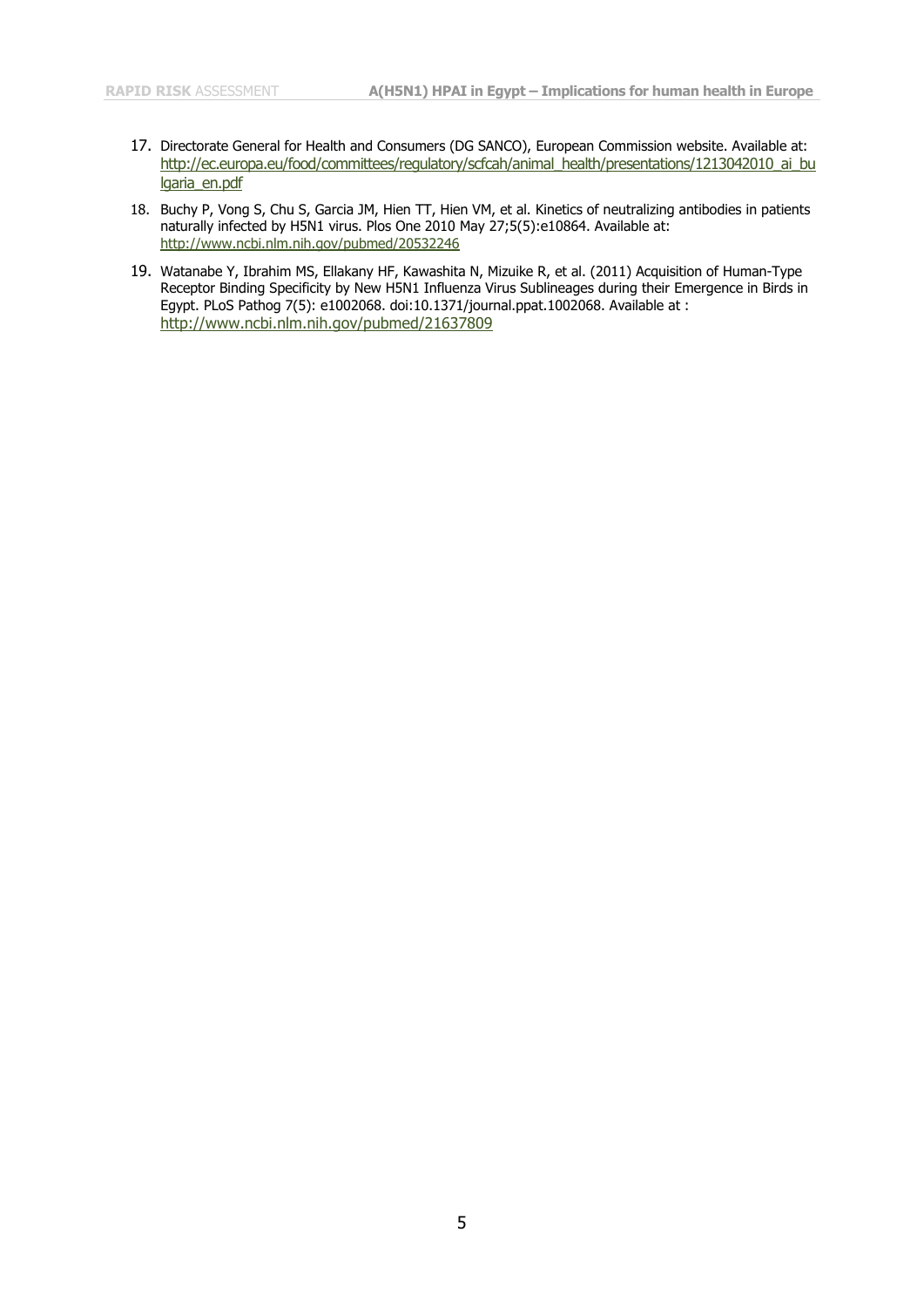17. Directorate General for Health and Consumers (DG SANCO), European Commission website. Available at: http://ec.europa.eu/food/committees/regulatory/scfcah/animal_health/presentations/1213042010_ai_bulgaria_en.pdf

18. Buchy P, Vong S, Chu S, Garcia JM, Hien TT, Hien VM, et al. Kinetics of neutralizing antibodies in patients naturally infected by H5N1 virus. Plos One 2010 May 27;5(5):e10864. Available at: http://www.ncbi.nlm.nih.gov/pubmed/20532246

19. Watanabe Y, Ibrahim MS, Ellakany HF, Kawashita N, Mizuike R, et al. (2011) Acquisition of Human-Type Receptor Binding Specificity by New H5N1 Influenza Virus Sublineages during their Emergence in Birds in Egypt. PLoS Pathog 7(5): e1002068. doi:10.1371/journal.ppat.1002068. Available at : http://www.ncbi.nlm.nih.gov/pubmed/21637809